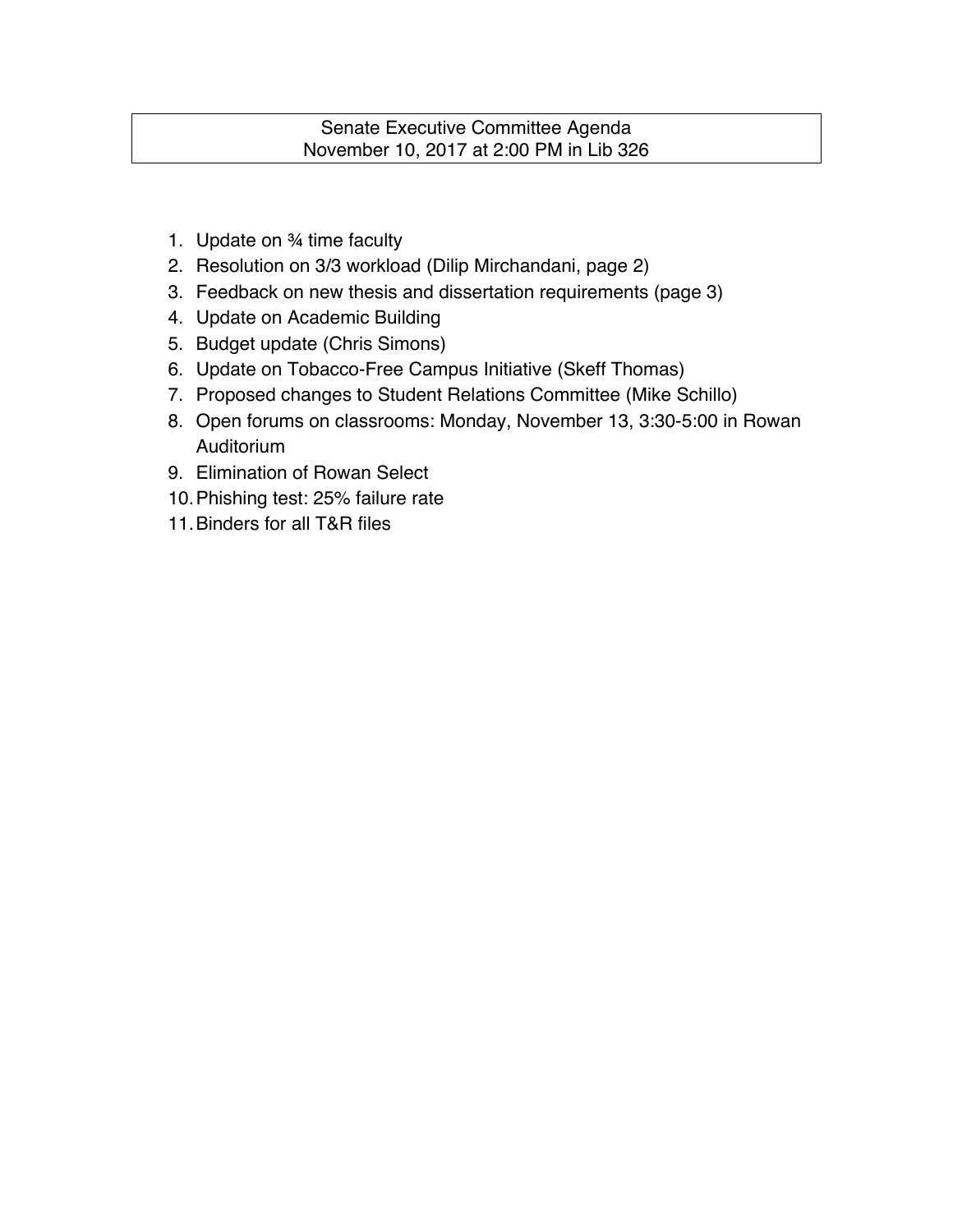# Senate Executive Committee Agenda
November 10, 2017 at 2:00 PM in Lib 326

1. Update on ¾ time faculty
2. Resolution on 3/3 workload (Dilip Mirchandani, page 2)
3. Feedback on new thesis and dissertation requirements (page 3)
4. Update on Academic Building
5. Budget update (Chris Simons)
6. Update on Tobacco-Free Campus Initiative (Skeff Thomas)
7. Proposed changes to Student Relations Committee (Mike Schillo)
8. Open forums on classrooms: Monday, November 13, 3:30-5:00 in Rowan Auditorium
9. Elimination of Rowan Select
10. Phishing test: 25% failure rate
11. Binders for all T&R files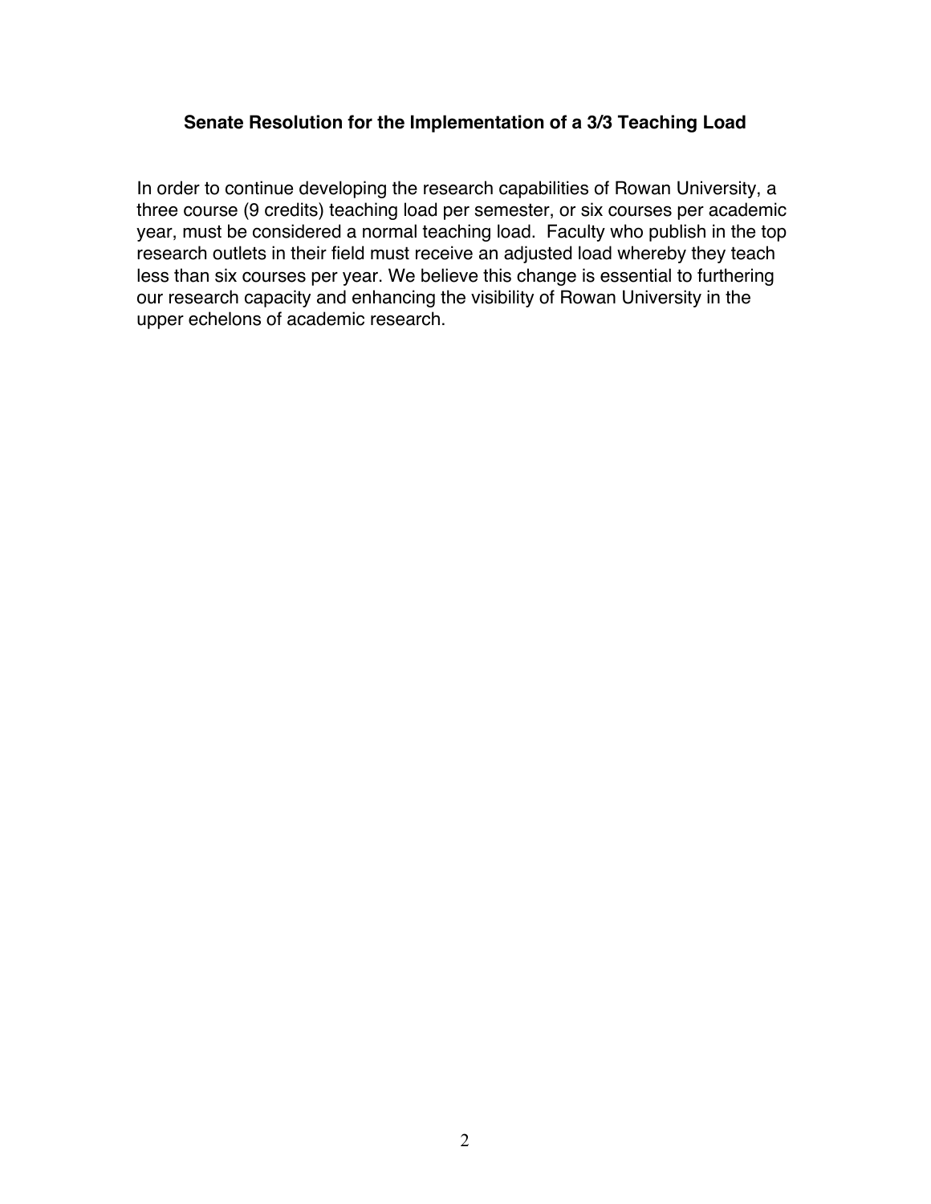## Senate Resolution for the Implementation of a 3/3 Teaching Load

In order to continue developing the research capabilities of Rowan University, a three course (9 credits) teaching load per semester, or six courses per academic year, must be considered a normal teaching load. Faculty who publish in the top research outlets in their field must receive an adjusted load whereby they teach less than six courses per year. We believe this change is essential to furthering our research capacity and enhancing the visibility of Rowan University in the upper echelons of academic research.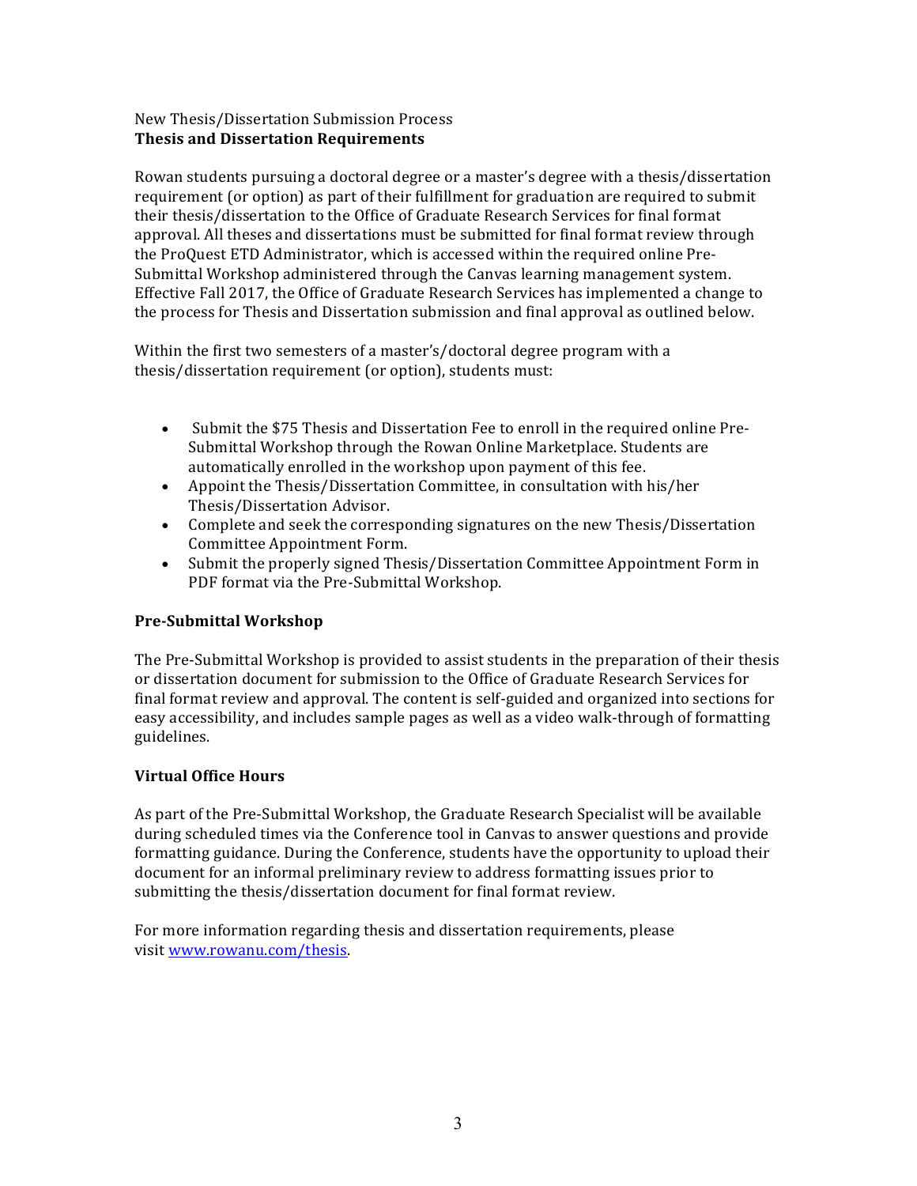New Thesis/Dissertation Submission Process

**Thesis and Dissertation Requirements**

Rowan students pursuing a doctoral degree or a master's degree with a thesis/dissertation requirement (or option) as part of their fulfillment for graduation are required to submit their thesis/dissertation to the Office of Graduate Research Services for final format approval. All theses and dissertations must be submitted for final format review through the ProQuest ETD Administrator, which is accessed within the required online Pre-Submittal Workshop administered through the Canvas learning management system. Effective Fall 2017, the Office of Graduate Research Services has implemented a change to the process for Thesis and Dissertation submission and final approval as outlined below.

Within the first two semesters of a master's/doctoral degree program with a thesis/dissertation requirement (or option), students must:

- Submit the $75 Thesis and Dissertation Fee to enroll in the required online Pre-Submittal Workshop through the Rowan Online Marketplace. Students are automatically enrolled in the workshop upon payment of this fee.
- Appoint the Thesis/Dissertation Committee, in consultation with his/her Thesis/Dissertation Advisor.
- Complete and seek the corresponding signatures on the new Thesis/Dissertation Committee Appointment Form.
- Submit the properly signed Thesis/Dissertation Committee Appointment Form in PDF format via the Pre-Submittal Workshop.

**Pre-Submittal Workshop**

The Pre-Submittal Workshop is provided to assist students in the preparation of their thesis or dissertation document for submission to the Office of Graduate Research Services for final format review and approval. The content is self-guided and organized into sections for easy accessibility, and includes sample pages as well as a video walk-through of formatting guidelines.

**Virtual Office Hours**

As part of the Pre-Submittal Workshop, the Graduate Research Specialist will be available during scheduled times via the Conference tool in Canvas to answer questions and provide formatting guidance. During the Conference, students have the opportunity to upload their document for an informal preliminary review to address formatting issues prior to submitting the thesis/dissertation document for final format review.

For more information regarding thesis and dissertation requirements, please visit [www.rowanu.com/thesis](http://www.rowanu.com/thesis).